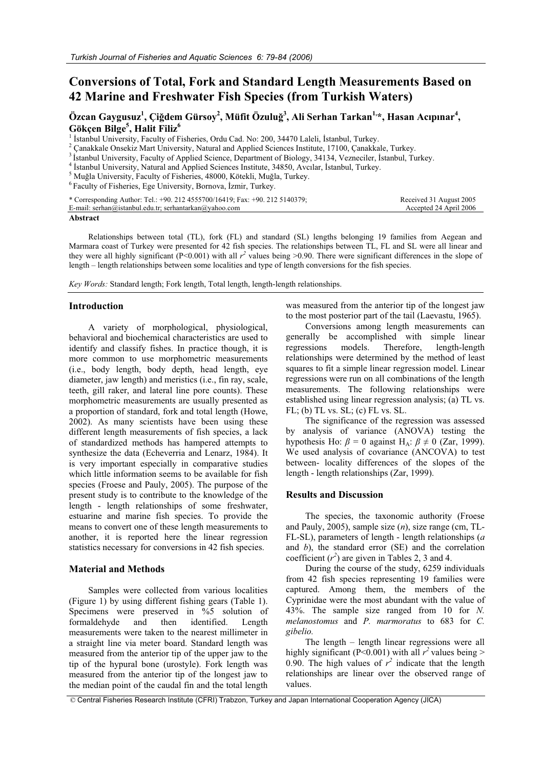# Conversions of Total, Fork and Standard Length Measurements Based on 42 Marine and Freshwater Fish Species (from Turkish Waters)

**Özcan Gaygusuz[1], Çiğdem Gürsoy[2], Müfit Özuluğ[3], Ali Serhan Tarkan[1,*], Hasan Acıpınar[4], Gökçen Bilge[5], Halit Filiz[6]**

[1] İstanbul University, Faculty of Fisheries, Ordu Cad. No: 200, 34470 Laleli, İstanbul, Turkey.
[2] Çanakkale Onsekiz Mart University, Natural and Applied Sciences Institute, 17100, Çanakkale, Turkey.
[3] İstanbul University, Faculty of Applied Science, Department of Biology, 34134, Vezneciler, İstanbul, Turkey.
[4] İstanbul University, Natural and Applied Sciences Institute, 34850, Avcılar, İstanbul, Turkey.
[5] Muğla University, Faculty of Fisheries, 48000, Kötekli, Muğla, Turkey.
[6] Faculty of Fisheries, Ege University, Bornova, İzmir, Turkey.

\* Corresponding Author: Tel.: +90. 212 4555700/16419; Fax: +90. 212 5140379;
E-mail: serhan@istanbul.edu.tr; serhantarkan@yahoo.com

Received 31 August 2005
Accepted 24 April 2006

**Abstract**

Relationships between total (TL), fork (FL) and standard (SL) lengths belonging 19 families from Aegean and Marmara coast of Turkey were presented for 42 fish species. The relationships between TL, FL and SL were all linear and they were all highly significant (P<0.001) with all $r^2$ values being >0.90. There were significant differences in the slope of length – length relationships between some localities and type of length conversions for the fish species.

*Key Words:* Standard length; Fork length, Total length, length-length relationships.

## Introduction

A variety of morphological, physiological, behavioral and biochemical characteristics are used to identify and classify fishes. In practice though, it is more common to use morphometric measurements (i.e., body length, body depth, head length, eye diameter, jaw length) and meristics (i.e., fin ray, scale, teeth, gill raker, and lateral line pore counts). These morphometric measurements are usually presented as a proportion of standard, fork and total length (Howe, 2002). As many scientists have been using these different length measurements of fish species, a lack of standardized methods has hampered attempts to synthesize the data (Echeverria and Lenarz, 1984). It is very important especially in comparative studies which little information seems to be available for fish species (Froese and Pauly, 2005). The purpose of the present study is to contribute to the knowledge of the length - length relationships of some freshwater, estuarine and marine fish species. To provide the means to convert one of these length measurements to another, it is reported here the linear regression statistics necessary for conversions in 42 fish species.

## Material and Methods

Samples were collected from various localities (Figure 1) by using different fishing gears (Table 1). Specimens were preserved in %5 solution of formaldehyde and then identified. Length measurements were taken to the nearest millimeter in a straight line via meter board. Standard length was measured from the anterior tip of the upper jaw to the tip of the hypural bone (urostyle). Fork length was measured from the anterior tip of the longest jaw to the median point of the caudal fin and the total length was measured from the anterior tip of the longest jaw to the most posterior part of the tail (Laevastu, 1965).

Conversions among length measurements can generally be accomplished with simple linear regressions models. Therefore, length-length relationships were determined by the method of least squares to fit a simple linear regression model. Linear regressions were run on all combinations of the length measurements. The following relationships were established using linear regression analysis; (a) TL vs. FL; (b) TL vs. SL; (c) FL vs. SL.

The significance of the regression was assessed by analysis of variance (ANOVA) testing the hypothesis Ho: $\beta = 0$ against $H_A$: $\beta \neq 0$ (Zar, 1999). We used analysis of covariance (ANCOVA) to test between- locality differences of the slopes of the length - length relationships (Zar, 1999).

## Results and Discussion

The species, the taxonomic authority (Froese and Pauly, 2005), sample size (*n*), size range (cm, TL-FL-SL), parameters of length - length relationships (*a* and *b*), the standard error (SE) and the correlation coefficient ($r^2$) are given in Tables 2, 3 and 4.

During the course of the study, 6259 individuals from 42 fish species representing 19 families were captured. Among them, the members of the Cyprinidae were the most abundant with the value of 43%. The sample size ranged from 10 for *N. melanostomus* and *P. marmoratus* to 683 for *C. gibelio.*

The length – length linear regressions were all highly significant (P<0.001) with all $r^2$ values being > 0.90. The high values of $r^2$ indicate that the length relationships are linear over the observed range of values.

© Central Fisheries Research Institute (CFRI) Trabzon, Turkey and Japan International Cooperation Agency (JICA)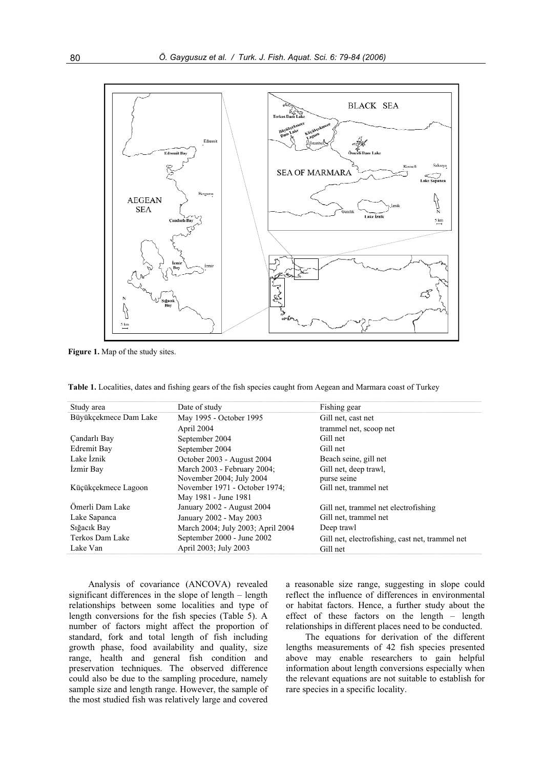**Figure 1.** Map of the study sites.

**Table 1.** Localities, dates and fishing gears of the fish species caught from Aegean and Marmara coast of Turkey

| Study area | Date of study | Fishing gear |
|---|---|---|
| Büyükçekmece Dam Lake | May 1995 - October 1995 | Gill net, cast net |
| | April 2004 | trammel net, scoop net |
| Çandarlı Bay | September 2004 | Gill net |
| Edremit Bay | September 2004 | Gill net |
| Lake İznik | October 2003 - August 2004 | Beach seine, gill net |
| İzmir Bay | March 2003 - February 2004; November 2004; July 2004 | Gill net, deep trawl, purse seine |
| Küçükçekmece Lagoon | November 1971 - October 1974; May 1981 - June 1981 | Gill net, trammel net |
| Ömerli Dam Lake | January 2002 - August 2004 | Gill net, trammel net electrofishing |
| Lake Sapanca | January 2002 - May 2003 | Gill net, trammel net |
| Sığacık Bay | March 2004; July 2003; April 2004 | Deep trawl |
| Terkos Dam Lake | September 2000 - June 2002 | Gill net, electrofishing, cast net, trammel net |
| Lake Van | April 2003; July 2003 | Gill net |

Analysis of covariance (ANCOVA) revealed significant differences in the slope of length – length relationships between some localities and type of length conversions for the fish species (Table 5). A number of factors might affect the proportion of standard, fork and total length of fish including growth phase, food availability and quality, size range, health and general fish condition and preservation techniques. The observed difference could also be due to the sampling procedure, namely sample size and length range. However, the sample of the most studied fish was relatively large and covered a reasonable size range, suggesting in slope could reflect the influence of differences in environmental or habitat factors. Hence, a further study about the effect of these factors on the length – length relationships in different places need to be conducted.

The equations for derivation of the different lengths measurements of 42 fish species presented above may enable researchers to gain helpful information about length conversions especially when the relevant equations are not suitable to establish for rare species in a specific locality.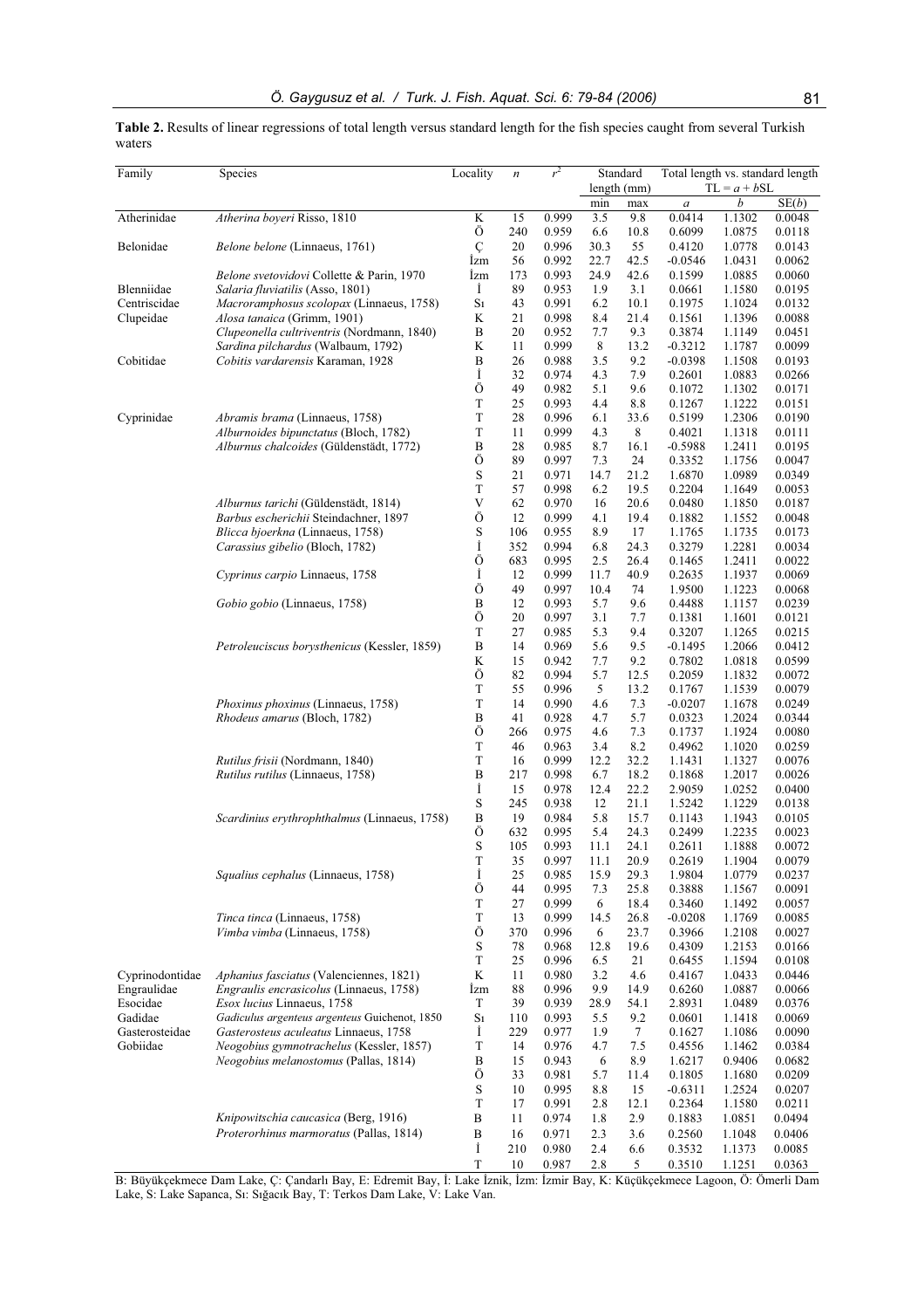**Table 2.** Results of linear regressions of total length versus standard length for the fish species caught from several Turkish waters

| Family | Species | Locality | $n$ | $r^2$ | Standard length (mm) | | Total length vs. standard length $TL = a + bSL$ | | |
|---|---|---|---|---|---|---|---|---|---|
| | | | | | min | max | $a$ | $b$ | SE($b$) |
| Atherinidae | *Atherina boyeri* Risso, 1810 | K | 15 | 0.999 | 3.5 | 9.8 | 0.0414 | 1.1302 | 0.0048 |
| | | Ö | 240 | 0.959 | 6.6 | 10.8 | 0.6099 | 1.0875 | 0.0118 |
| Belonidae | *Belone belone* (Linnaeus, 1761) | Ç | 20 | 0.996 | 30.3 | 55 | 0.4120 | 1.0778 | 0.0143 |
| | | İzm | 56 | 0.992 | 22.7 | 42.5 | -0.0546 | 1.0431 | 0.0062 |
| | *Belone svetovidovi* Collette & Parin, 1970 | İzm | 173 | 0.993 | 24.9 | 42.6 | 0.1599 | 1.0885 | 0.0060 |
| Blenniidae | *Salaria fluviatilis* (Asso, 1801) | İ | 89 | 0.953 | 1.9 | 3.1 | 0.0661 | 1.1580 | 0.0195 |
| Centriscidae | *Macroramphosus scolopax* (Linnaeus, 1758) | Sı | 43 | 0.991 | 6.2 | 10.1 | 0.1975 | 1.1024 | 0.0132 |
| Clupeidae | *Alosa tanaica* (Grimm, 1901) | K | 21 | 0.998 | 8.4 | 21.4 | 0.1561 | 1.1396 | 0.0088 |
| | *Clupeonella cultriventris* (Nordmann, 1840) | B | 20 | 0.952 | 7.7 | 9.3 | 0.3874 | 1.1149 | 0.0451 |
| | *Sardina pilchardus* (Walbaum, 1792) | K | 11 | 0.999 | 8 | 13.2 | -0.3212 | 1.1787 | 0.0099 |
| Cobitidae | *Cobitis vardarensis* Karaman, 1928 | B | 26 | 0.988 | 3.5 | 9.2 | -0.0398 | 1.1508 | 0.0193 |
| | | İ | 32 | 0.974 | 4.3 | 7.9 | 0.2601 | 1.0883 | 0.0266 |
| | | Ö | 49 | 0.982 | 5.1 | 9.6 | 0.1072 | 1.1302 | 0.0171 |
| | | T | 25 | 0.993 | 4.4 | 8.8 | 0.1267 | 1.1222 | 0.0151 |
| Cyprinidae | *Abramis brama* (Linnaeus, 1758) | T | 28 | 0.996 | 6.1 | 33.6 | 0.5199 | 1.2306 | 0.0190 |
| | *Alburnoides bipunctatus* (Bloch, 1782) | T | 11 | 0.999 | 4.3 | 8 | 0.4021 | 1.1318 | 0.0111 |
| | *Alburnus chalcoides* (Güldenstädt, 1772) | B | 28 | 0.985 | 8.7 | 16.1 | -0.5988 | 1.2411 | 0.0195 |
| | | Ö | 89 | 0.997 | 7.3 | 24 | 0.3352 | 1.1756 | 0.0047 |
| | | S | 21 | 0.971 | 14.7 | 21.2 | 1.6870 | 1.0989 | 0.0349 |
| | | T | 57 | 0.998 | 6.2 | 19.5 | 0.2204 | 1.1649 | 0.0053 |
| | *Alburnus tarichi* (Güldenstädt, 1814) | V | 62 | 0.970 | 16 | 20.6 | 0.0480 | 1.1850 | 0.0187 |
| | *Barbus escherichii* Steindachner, 1897 | Ö | 12 | 0.999 | 4.1 | 19.4 | 0.1882 | 1.1552 | 0.0048 |
| | *Blicca bjoerkna* (Linnaeus, 1758) | S | 106 | 0.955 | 8.9 | 17 | 1.1765 | 1.1735 | 0.0173 |
| | *Carassius gibelio* (Bloch, 1782) | İ | 352 | 0.994 | 6.8 | 24.3 | 0.3279 | 1.2281 | 0.0034 |
| | | Ö | 683 | 0.995 | 2.5 | 26.4 | 0.1465 | 1.2411 | 0.0022 |
| | *Cyprinus carpio* Linnaeus, 1758 | İ | 12 | 0.999 | 11.7 | 40.9 | 0.2635 | 1.1937 | 0.0069 |
| | | Ö | 49 | 0.997 | 10.4 | 74 | 1.9500 | 1.1223 | 0.0068 |
| | *Gobio gobio* (Linnaeus, 1758) | B | 12 | 0.993 | 5.7 | 9.6 | 0.4488 | 1.1157 | 0.0239 |
| | | Ö | 20 | 0.997 | 3.1 | 7.7 | 0.1381 | 1.1601 | 0.0121 |
| | | T | 27 | 0.985 | 5.3 | 9.4 | 0.3207 | 1.1265 | 0.0215 |
| | *Petroleuciscus borysthenicus* (Kessler, 1859) | B | 14 | 0.969 | 5.6 | 9.5 | -0.1495 | 1.2066 | 0.0412 |
| | | K | 15 | 0.942 | 7.7 | 9.2 | 0.7802 | 1.0818 | 0.0599 |
| | | Ö | 82 | 0.994 | 5.7 | 12.5 | 0.2059 | 1.1832 | 0.0072 |
| | | T | 55 | 0.996 | 5 | 13.2 | 0.1767 | 1.1539 | 0.0079 |
| | *Phoxinus phoxinus* (Linnaeus, 1758) | T | 14 | 0.990 | 4.6 | 7.3 | -0.0207 | 1.1678 | 0.0249 |
| | *Rhodeus amarus* (Bloch, 1782) | B | 41 | 0.928 | 4.7 | 5.7 | 0.0323 | 1.2024 | 0.0344 |
| | | Ö | 266 | 0.975 | 4.6 | 7.3 | 0.1737 | 1.1924 | 0.0080 |
| | | T | 46 | 0.963 | 3.4 | 8.2 | 0.4962 | 1.1020 | 0.0259 |
| | *Rutilus frisii* (Nordmann, 1840) | T | 16 | 0.999 | 12.2 | 32.2 | 1.1431 | 1.1327 | 0.0076 |
| | *Rutilus rutilus* (Linnaeus, 1758) | B | 217 | 0.998 | 6.7 | 18.2 | 0.1868 | 1.2017 | 0.0026 |
| | | İ | 15 | 0.978 | 12.4 | 22.2 | 2.9059 | 1.0252 | 0.0400 |
| | | S | 245 | 0.938 | 12 | 21.1 | 1.5242 | 1.1229 | 0.0138 |
| | *Scardinius erythrophthalmus* (Linnaeus, 1758) | B | 19 | 0.984 | 5.8 | 15.7 | 0.1143 | 1.1943 | 0.0105 |
| | | Ö | 632 | 0.995 | 5.4 | 24.3 | 0.2499 | 1.2235 | 0.0023 |
| | | S | 105 | 0.993 | 11.1 | 24.1 | 0.2611 | 1.1888 | 0.0072 |
| | | T | 35 | 0.997 | 11.1 | 20.9 | 0.2619 | 1.1904 | 0.0079 |
| | *Squalius cephalus* (Linnaeus, 1758) | İ | 25 | 0.985 | 15.9 | 29.3 | 1.9804 | 1.0779 | 0.0237 |
| | | Ö | 44 | 0.995 | 7.3 | 25.8 | 0.3888 | 1.1567 | 0.0091 |
| | | T | 27 | 0.999 | 6 | 18.4 | 0.3460 | 1.1492 | 0.0057 |
| | *Tinca tinca* (Linnaeus, 1758) | T | 13 | 0.999 | 14.5 | 26.8 | -0.0208 | 1.1769 | 0.0085 |
| | *Vimba vimba* (Linnaeus, 1758) | Ö | 370 | 0.996 | 6 | 23.7 | 0.3966 | 1.2108 | 0.0027 |
| | | S | 78 | 0.968 | 12.8 | 19.6 | 0.4309 | 1.2153 | 0.0166 |
| | | T | 25 | 0.996 | 6.5 | 21 | 0.6455 | 1.1594 | 0.0108 |
| Cyprinodontidae | *Aphanius fasciatus* (Valenciennes, 1821) | K | 11 | 0.980 | 3.2 | 4.6 | 0.4167 | 1.0433 | 0.0446 |
| Engraulidae | *Engraulis encrasicolus* (Linnaeus, 1758) | İzm | 88 | 0.996 | 9.9 | 14.9 | 0.6260 | 1.0887 | 0.0066 |
| Esocidae | *Esox lucius* Linnaeus, 1758 | T | 39 | 0.939 | 28.9 | 54.1 | 2.8931 | 1.0489 | 0.0376 |
| Gadidae | *Gadiculus argenteus argenteus* Guichenot, 1850 | Sı | 110 | 0.993 | 5.5 | 9.2 | 0.0601 | 1.1418 | 0.0069 |
| Gasterosteidae | *Gasterosteus aculeatus* Linnaeus, 1758 | İ | 229 | 0.977 | 1.9 | 7 | 0.1627 | 1.1086 | 0.0090 |
| Gobiidae | *Neogobius gymnotrachelus* (Kessler, 1857) | T | 14 | 0.976 | 4.7 | 7.5 | 0.4556 | 1.1462 | 0.0384 |
| | *Neogobius melanostomus* (Pallas, 1814) | B | 15 | 0.943 | 6 | 8.9 | 1.6217 | 0.9406 | 0.0682 |
| | | Ö | 33 | 0.981 | 5.7 | 11.4 | 0.1805 | 1.1680 | 0.0209 |
| | | S | 10 | 0.995 | 8.8 | 15 | -0.6311 | 1.2524 | 0.0207 |
| | | T | 17 | 0.991 | 2.8 | 12.1 | 0.2364 | 1.1580 | 0.0211 |
| | *Knipowitschia caucasica* (Berg, 1916) | B | 11 | 0.974 | 1.8 | 2.9 | 0.1883 | 1.0851 | 0.0494 |
| | *Proterorhinus marmoratus* (Pallas, 1814) | B | 16 | 0.971 | 2.3 | 3.6 | 0.2560 | 1.1048 | 0.0406 |
| | | İ | 210 | 0.980 | 2.4 | 6.6 | 0.3532 | 1.1373 | 0.0085 |
| | | T | 10 | 0.987 | 2.8 | 5 | 0.3510 | 1.1251 | 0.0363 |

B: Büyükçekmece Dam Lake, Ç: Çandarlı Bay, E: Edremit Bay, İ: Lake İznik, İzm: İzmir Bay, K: Küçükçekmece Lagoon, Ö: Ömerli Dam Lake, S: Lake Sapanca, Sı: Sığacık Bay, T: Terkos Dam Lake, V: Lake Van.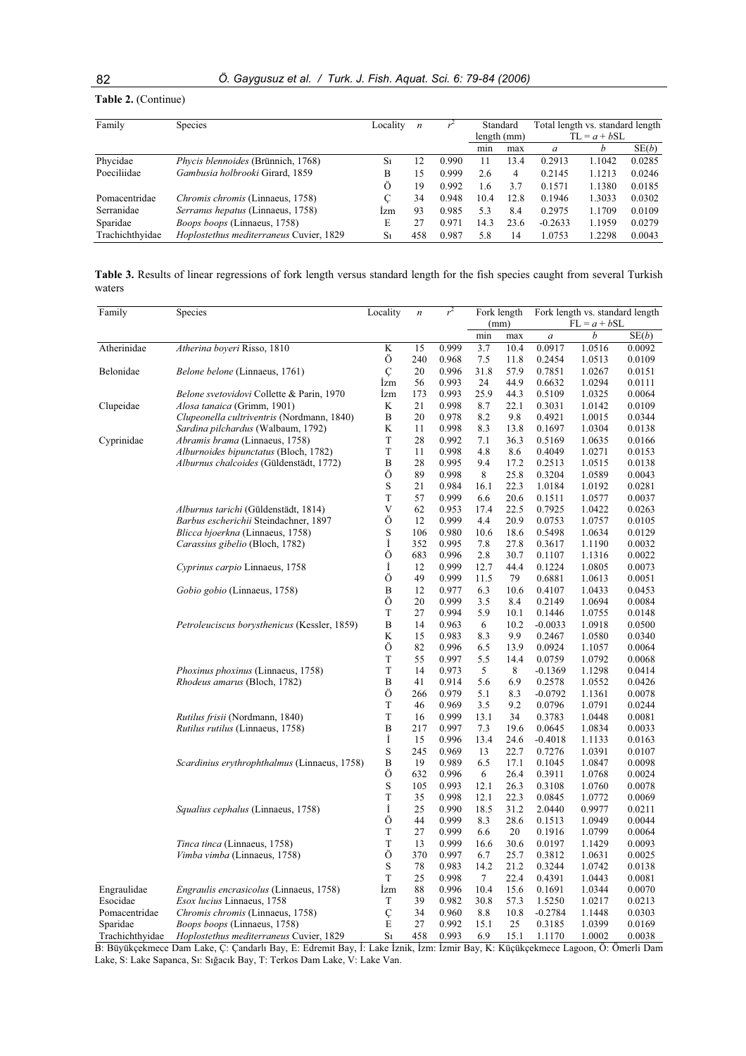**Table 2.** (Continue)

| Family | Species | Locality | $n$ | $r^2$ | Standard length (mm) | | Total length vs. standard length $TL = a + bSL$ | | |
|---|---|---|---|---|---|---|---|---|---|
| | | | | | min | max | $a$ | $b$ | SE($b$) |
| Phycidae | *Phycis blennoides* (Brünnich, 1768) | Sı | 12 | 0.990 | 11 | 13.4 | 0.2913 | 1.1042 | 0.0285 |
| Poeciliidae | *Gambusia holbrooki* Girard, 1859 | B | 15 | 0.999 | 2.6 | 4 | 0.2145 | 1.1213 | 0.0246 |
| | | Ö | 19 | 0.992 | 1.6 | 3.7 | 0.1571 | 1.1380 | 0.0185 |
| Pomacentridae | *Chromis chromis* (Linnaeus, 1758) | Ç | 34 | 0.948 | 10.4 | 12.8 | 0.1946 | 1.3033 | 0.0302 |
| Serranidae | *Serranus hepatus* (Linnaeus, 1758) | İzm | 93 | 0.985 | 5.3 | 8.4 | 0.2975 | 1.1709 | 0.0109 |
| Sparidae | *Boops boops* (Linnaeus, 1758) | E | 27 | 0.971 | 14.3 | 23.6 | -0.2633 | 1.1959 | 0.0279 |
| Trachichthyidae | *Hoplostethus mediterraneus* Cuvier, 1829 | Sı | 458 | 0.987 | 5.8 | 14 | 1.0753 | 1.2298 | 0.0043 |

**Table 3.** Results of linear regressions of fork length versus standard length for the fish species caught from several Turkish waters

| Family | Species | Locality | $n$ | $r^2$ | Fork length (mm) | | Fork length vs. standard length $FL = a + bSL$ | | |
|---|---|---|---|---|---|---|---|---|---|
| | | | | | min | max | $a$ | $b$ | SE($b$) |
| Atherinidae | *Atherina boyeri* Risso, 1810 | K | 15 | 0.999 | 3.7 | 10.4 | 0.0917 | 1.0516 | 0.0092 |
| | | Ö | 240 | 0.968 | 7.5 | 11.8 | 0.2454 | 1.0513 | 0.0109 |
| Belonidae | *Belone belone* (Linnaeus, 1761) | Ç | 20 | 0.996 | 31.8 | 57.9 | 0.7851 | 1.0267 | 0.0151 |
| | | İzm | 56 | 0.993 | 24 | 44.9 | 0.6632 | 1.0294 | 0.0111 |
| | *Belone svetovidovi* Collette & Parin, 1970 | İzm | 173 | 0.993 | 25.9 | 44.3 | 0.5109 | 1.0325 | 0.0064 |
| Clupeidae | *Alosa tanaica* (Grimm, 1901) | K | 21 | 0.998 | 8.7 | 22.1 | 0.3031 | 1.0142 | 0.0109 |
| | *Clupeonella cultriventris* (Nordmann, 1840) | B | 20 | 0.978 | 8.2 | 9.8 | 0.4921 | 1.0015 | 0.0344 |
| | *Sardina pilchardus* (Walbaum, 1792) | K | 11 | 0.998 | 8.3 | 13.8 | 0.1697 | 1.0304 | 0.0138 |
| Cyprinidae | *Abramis brama* (Linnaeus, 1758) | T | 28 | 0.992 | 7.1 | 36.3 | 0.5169 | 1.0635 | 0.0166 |
| | *Alburnoides bipunctatus* (Bloch, 1782) | T | 11 | 0.998 | 4.8 | 8.6 | 0.4049 | 1.0271 | 0.0153 |
| | *Alburnus chalcoides* (Güldenstädt, 1772) | B | 28 | 0.995 | 9.4 | 17.2 | 0.2513 | 1.0515 | 0.0138 |
| | | Ö | 89 | 0.998 | 8 | 25.8 | 0.3204 | 1.0589 | 0.0043 |
| | | S | 21 | 0.984 | 16.1 | 22.3 | 1.0184 | 1.0192 | 0.0281 |
| | | T | 57 | 0.999 | 6.6 | 20.6 | 0.1511 | 1.0577 | 0.0037 |
| | *Alburnus tarichi* (Güldenstädt, 1814) | V | 62 | 0.953 | 17.4 | 22.5 | 0.7925 | 1.0422 | 0.0263 |
| | *Barbus escherichii* Steindachner, 1897 | Ö | 12 | 0.999 | 4.4 | 20.9 | 0.0753 | 1.0757 | 0.0105 |
| | *Blicca bjoerkna* (Linnaeus, 1758) | S | 106 | 0.980 | 10.6 | 18.6 | 0.5498 | 1.0634 | 0.0129 |
| | *Carassius gibelio* (Bloch, 1782) | İ | 352 | 0.995 | 7.8 | 27.8 | 0.3617 | 1.1190 | 0.0032 |
| | | Ö | 683 | 0.996 | 2.8 | 30.7 | 0.1107 | 1.1316 | 0.0022 |
| | *Cyprinus carpio* Linnaeus, 1758 | İ | 12 | 0.999 | 12.7 | 44.4 | 0.1224 | 1.0805 | 0.0073 |
| | | Ö | 49 | 0.999 | 11.5 | 79 | 0.6881 | 1.0613 | 0.0051 |
| | *Gobio gobio* (Linnaeus, 1758) | B | 12 | 0.977 | 6.3 | 10.6 | 0.4107 | 1.0433 | 0.0453 |
| | | Ö | 20 | 0.999 | 3.5 | 8.4 | 0.2149 | 1.0694 | 0.0084 |
| | | T | 27 | 0.994 | 5.9 | 10.1 | 0.1446 | 1.0755 | 0.0148 |
| | *Petroleuciscus borysthenicus* (Kessler, 1859) | B | 14 | 0.963 | 6 | 10.2 | -0.0033 | 1.0918 | 0.0500 |
| | | K | 15 | 0.983 | 8.3 | 9.9 | 0.2467 | 1.0580 | 0.0340 |
| | | Ö | 82 | 0.996 | 6.5 | 13.9 | 0.0924 | 1.1057 | 0.0064 |
| | | T | 55 | 0.997 | 5.5 | 14.4 | 0.0759 | 1.0792 | 0.0068 |
| | *Phoxinus phoxinus* (Linnaeus, 1758) | T | 14 | 0.973 | 5 | 8 | -0.1369 | 1.1298 | 0.0414 |
| | *Rhodeus amarus* (Bloch, 1782) | B | 41 | 0.914 | 5.6 | 6.9 | 0.2578 | 1.0552 | 0.0426 |
| | | Ö | 266 | 0.979 | 5.1 | 8.3 | -0.0792 | 1.1361 | 0.0078 |
| | | T | 46 | 0.969 | 3.5 | 9.2 | 0.0796 | 1.0791 | 0.0244 |
| | *Rutilus frisii* (Nordmann, 1840) | T | 16 | 0.999 | 13.1 | 34 | 0.3783 | 1.0448 | 0.0081 |
| | *Rutilus rutilus* (Linnaeus, 1758) | B | 217 | 0.997 | 7.3 | 19.6 | 0.0645 | 1.0834 | 0.0033 |
| | | İ | 15 | 0.996 | 13.4 | 24.6 | -0.4018 | 1.1133 | 0.0163 |
| | | S | 245 | 0.969 | 13 | 22.7 | 0.7276 | 1.0391 | 0.0107 |
| | *Scardinius erythrophthalmus* (Linnaeus, 1758) | B | 19 | 0.989 | 6.5 | 17.1 | 0.1045 | 1.0847 | 0.0098 |
| | | Ö | 632 | 0.996 | 6 | 26.4 | 0.3911 | 1.0768 | 0.0024 |
| | | S | 105 | 0.993 | 12.1 | 26.3 | 0.3108 | 1.0760 | 0.0078 |
| | | T | 35 | 0.998 | 12.1 | 22.3 | 0.0845 | 1.0772 | 0.0069 |
| | *Squalius cephalus* (Linnaeus, 1758) | İ | 25 | 0.990 | 18.5 | 31.2 | 2.0440 | 0.9977 | 0.0211 |
| | | Ö | 44 | 0.999 | 8.3 | 28.6 | 0.1513 | 1.0949 | 0.0044 |
| | | T | 27 | 0.999 | 6.6 | 20 | 0.1916 | 1.0799 | 0.0064 |
| | *Tinca tinca* (Linnaeus, 1758) | T | 13 | 0.999 | 16.6 | 30.6 | 0.0197 | 1.1429 | 0.0093 |
| | *Vimba vimba* (Linnaeus, 1758) | Ö | 370 | 0.997 | 6.7 | 25.7 | 0.3812 | 1.0631 | 0.0025 |
| | | S | 78 | 0.983 | 14.2 | 21.2 | 0.3244 | 1.0742 | 0.0138 |
| | | T | 25 | 0.998 | 7 | 22.4 | 0.4391 | 1.0443 | 0.0081 |
| Engraulidae | *Engraulis encrasicolus* (Linnaeus, 1758) | İzm | 88 | 0.996 | 10.4 | 15.6 | 0.1691 | 1.0344 | 0.0070 |
| Esocidae | *Esox lucius* Linnaeus, 1758 | T | 39 | 0.982 | 30.8 | 57.3 | 1.5250 | 1.0217 | 0.0213 |
| Pomacentridae | *Chromis chromis* (Linnaeus, 1758) | Ç | 34 | 0.960 | 8.8 | 10.8 | -0.2784 | 1.1448 | 0.0303 |
| Sparidae | *Boops boops* (Linnaeus, 1758) | E | 27 | 0.992 | 15.1 | 25 | 0.3185 | 1.0399 | 0.0169 |
| Trachichthyidae | *Hoplostethus mediterraneus* Cuvier, 1829 | Sı | 458 | 0.993 | 6.9 | 15.1 | 1.1170 | 1.0002 | 0.0038 |

B: Büyükçekmece Dam Lake, Ç: Çandarlı Bay, E: Edremit Bay, İ: Lake İznik, İzm: İzmir Bay, K: Küçükçekmece Lagoon, Ö: Ömerli Dam Lake, S: Lake Sapanca, Sı: Sığacık Bay, T: Terkos Dam Lake, V: Lake Van.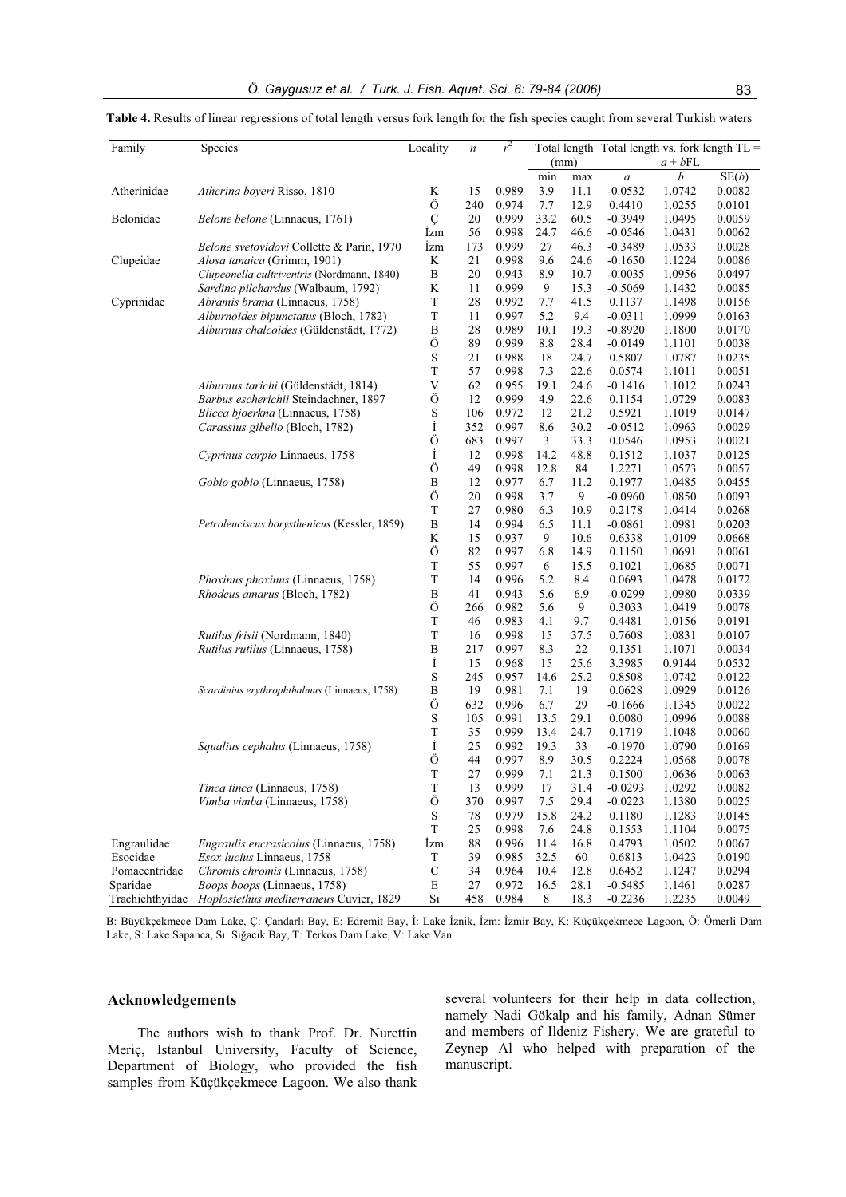**Table 4.** Results of linear regressions of total length versus fork length for the fish species caught from several Turkish waters

| Family | Species | Locality | $n$ | $r^2$ | Total length (mm) | | Total length vs. fork length TL = $a + b$FL | | |
|---|---|---|---|---|---|---|---|---|---|
| | | | | | min | max | $a$ | $b$ | SE($b$) |
| Atherinidae | *Atherina boyeri* Risso, 1810 | K | 15 | 0.989 | 3.9 | 11.1 | -0.0532 | 1.0742 | 0.0082 |
| | | Ö | 240 | 0.974 | 7.7 | 12.9 | 0.4410 | 1.0255 | 0.0101 |
| Belonidae | *Belone belone* (Linnaeus, 1761) | Ç | 20 | 0.999 | 33.2 | 60.5 | -0.3949 | 1.0495 | 0.0059 |
| | | İzm | 56 | 0.998 | 24.7 | 46.6 | -0.0546 | 1.0431 | 0.0062 |
| | *Belone svetovidovi* Collette & Parin, 1970 | İzm | 173 | 0.999 | 27 | 46.3 | -0.3489 | 1.0533 | 0.0028 |
| Clupeidae | *Alosa tanaica* (Grimm, 1901) | K | 21 | 0.998 | 9.6 | 24.6 | -0.1650 | 1.1224 | 0.0086 |
| | *Clupeonella cultriventris* (Nordmann, 1840) | B | 20 | 0.943 | 8.9 | 10.7 | -0.0035 | 1.0956 | 0.0497 |
| | *Sardina pilchardus* (Walbaum, 1792) | K | 11 | 0.999 | 9 | 15.3 | -0.5069 | 1.1432 | 0.0085 |
| Cyprinidae | *Abramis brama* (Linnaeus, 1758) | T | 28 | 0.992 | 7.7 | 41.5 | 0.1137 | 1.1498 | 0.0156 |
| | *Alburnoides bipunctatus* (Bloch, 1782) | T | 11 | 0.997 | 5.2 | 9.4 | -0.0311 | 1.0999 | 0.0163 |
| | *Alburnus chalcoides* (Güldenstädt, 1772) | B | 28 | 0.989 | 10.1 | 19.3 | -0.8920 | 1.1800 | 0.0170 |
| | | Ö | 89 | 0.999 | 8.8 | 28.4 | -0.0149 | 1.1101 | 0.0038 |
| | | S | 21 | 0.988 | 18 | 24.7 | 0.5807 | 1.0787 | 0.0235 |
| | | T | 57 | 0.998 | 7.3 | 22.6 | 0.0574 | 1.1011 | 0.0051 |
| | *Alburnus tarichi* (Güldenstädt, 1814) | V | 62 | 0.955 | 19.1 | 24.6 | -0.1416 | 1.1012 | 0.0243 |
| | *Barbus escherichii* Steindachner, 1897 | Ö | 12 | 0.999 | 4.9 | 22.6 | 0.1154 | 1.0729 | 0.0083 |
| | *Blicca bjoerkna* (Linnaeus, 1758) | S | 106 | 0.972 | 12 | 21.2 | 0.5921 | 1.1019 | 0.0147 |
| | *Carassius gibelio* (Bloch, 1782) | İ | 352 | 0.997 | 8.6 | 30.2 | -0.0512 | 1.0963 | 0.0029 |
| | | Ö | 683 | 0.997 | 3 | 33.3 | 0.0546 | 1.0953 | 0.0021 |
| | *Cyprinus carpio* Linnaeus, 1758 | İ | 12 | 0.998 | 14.2 | 48.8 | 0.1512 | 1.1037 | 0.0125 |
| | | Ö | 49 | 0.998 | 12.8 | 84 | 1.2271 | 1.0573 | 0.0057 |
| | *Gobio gobio* (Linnaeus, 1758) | B | 12 | 0.977 | 6.7 | 11.2 | 0.1977 | 1.0485 | 0.0455 |
| | | Ö | 20 | 0.998 | 3.7 | 9 | -0.0960 | 1.0850 | 0.0093 |
| | | T | 27 | 0.980 | 6.3 | 10.9 | 0.2178 | 1.0414 | 0.0268 |
| | *Petroleuciscus borysthenicus* (Kessler, 1859) | B | 14 | 0.994 | 6.5 | 11.1 | -0.0861 | 1.0981 | 0.0203 |
| | | K | 15 | 0.937 | 9 | 10.6 | 0.6338 | 1.0109 | 0.0668 |
| | | Ö | 82 | 0.997 | 6.8 | 14.9 | 0.1150 | 1.0691 | 0.0061 |
| | | T | 55 | 0.997 | 6 | 15.5 | 0.1021 | 1.0685 | 0.0071 |
| | *Phoxinus phoxinus* (Linnaeus, 1758) | T | 14 | 0.996 | 5.2 | 8.4 | 0.0693 | 1.0478 | 0.0172 |
| | *Rhodeus amarus* (Bloch, 1782) | B | 41 | 0.943 | 5.6 | 6.9 | -0.0299 | 1.0980 | 0.0339 |
| | | Ö | 266 | 0.982 | 5.6 | 9 | 0.3033 | 1.0419 | 0.0078 |
| | | T | 46 | 0.983 | 4.1 | 9.7 | 0.4481 | 1.0156 | 0.0191 |
| | *Rutilus frisii* (Nordmann, 1840) | T | 16 | 0.998 | 15 | 37.5 | 0.7608 | 1.0831 | 0.0107 |
| | *Rutilus rutilus* (Linnaeus, 1758) | B | 217 | 0.997 | 8.3 | 22 | 0.1351 | 1.1071 | 0.0034 |
| | | İ | 15 | 0.968 | 15 | 25.6 | 3.3985 | 0.9144 | 0.0532 |
| | | S | 245 | 0.957 | 14.6 | 25.2 | 0.8508 | 1.0742 | 0.0122 |
| | *Scardinius erythrophthalmus* (Linnaeus, 1758) | B | 19 | 0.981 | 7.1 | 19 | 0.0628 | 1.0929 | 0.0126 |
| | | Ö | 632 | 0.996 | 6.7 | 29 | -0.1666 | 1.1345 | 0.0022 |
| | | S | 105 | 0.991 | 13.5 | 29.1 | 0.0080 | 1.0996 | 0.0088 |
| | | T | 35 | 0.999 | 13.4 | 24.7 | 0.1719 | 1.1048 | 0.0060 |
| | *Squalius cephalus* (Linnaeus, 1758) | İ | 25 | 0.992 | 19.3 | 33 | -0.1970 | 1.0790 | 0.0169 |
| | | Ö | 44 | 0.997 | 8.9 | 30.5 | 0.2224 | 1.0568 | 0.0078 |
| | | T | 27 | 0.999 | 7.1 | 21.3 | 0.1500 | 1.0636 | 0.0063 |
| | *Tinca tinca* (Linnaeus, 1758) | T | 13 | 0.999 | 17 | 31.4 | -0.0293 | 1.0292 | 0.0082 |
| | *Vimba vimba* (Linnaeus, 1758) | Ö | 370 | 0.997 | 7.5 | 29.4 | -0.0223 | 1.1380 | 0.0025 |
| | | S | 78 | 0.979 | 15.8 | 24.2 | 0.1180 | 1.1283 | 0.0145 |
| | | T | 25 | 0.998 | 7.6 | 24.8 | 0.1553 | 1.1104 | 0.0075 |
| Engraulidae | *Engraulis encrasicolus* (Linnaeus, 1758) | İzm | 88 | 0.996 | 11.4 | 16.8 | 0.4793 | 1.0502 | 0.0067 |
| Esocidae | *Esox lucius* Linnaeus, 1758 | T | 39 | 0.985 | 32.5 | 60 | 0.6813 | 1.0423 | 0.0190 |
| Pomacentridae | *Chromis chromis* (Linnaeus, 1758) | C | 34 | 0.964 | 10.4 | 12.8 | 0.6452 | 1.1247 | 0.0294 |
| Sparidae | *Boops boops* (Linnaeus, 1758) | E | 27 | 0.972 | 16.5 | 28.1 | -0.5485 | 1.1461 | 0.0287 |
| Trachichthyidae | *Hoplostethus mediterraneus* Cuvier, 1829 | Sı | 458 | 0.984 | 8 | 18.3 | -0.2236 | 1.2235 | 0.0049 |

B: Büyükçekmece Dam Lake, Ç: Çandarlı Bay, E: Edremit Bay, İ: Lake İznik, İzm: İzmir Bay, K: Küçükçekmece Lagoon, Ö: Ömerli Dam Lake, S: Lake Sapanca, Sı: Sığacık Bay, T: Terkos Dam Lake, V: Lake Van.

## Acknowledgements

The authors wish to thank Prof. Dr. Nurettin Meriç, Istanbul University, Faculty of Science, Department of Biology, who provided the fish samples from Küçükçekmece Lagoon. We also thank several volunteers for their help in data collection, namely Nadi Gökalp and his family, Adnan Sümer and members of Ildeniz Fishery. We are grateful to Zeynep Al who helped with preparation of the manuscript.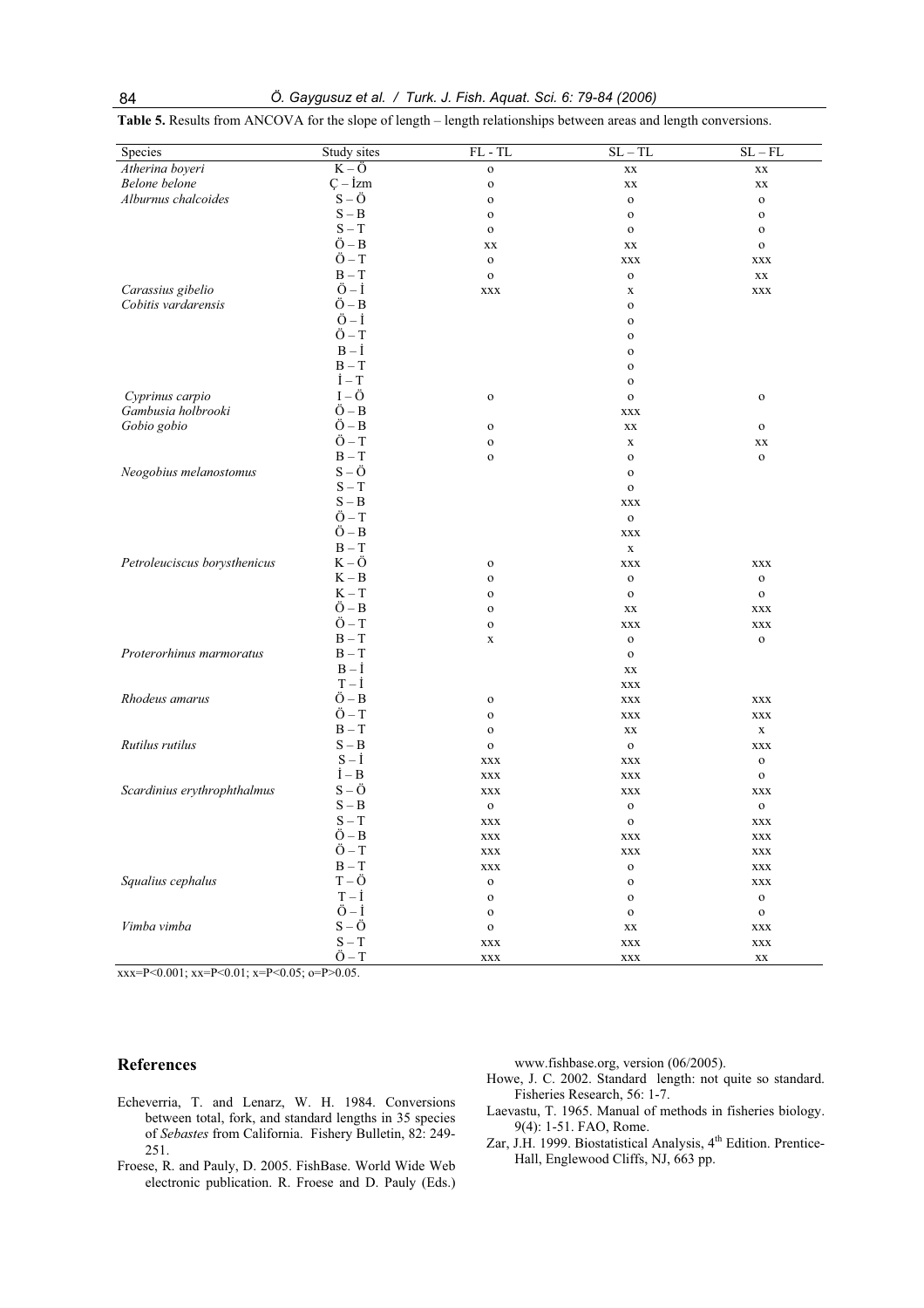**Table 5.** Results from ANCOVA for the slope of length – length relationships between areas and length conversions.

| Species | Study sites | FL - TL | SL – TL | SL – FL |
|---|---|---|---|---|
| *Atherina boyeri* | K – Ö | o | xx | xx |
| *Belone belone* | Ç – İzm | o | xx | xx |
| *Alburnus chalcoides* | S – Ö | o | o | o |
| | S – B | o | o | o |
| | S – T | o | o | o |
| | Ö – B | xx | xx | o |
| | Ö – T | o | xxx | xxx |
| | B – T | o | o | xx |
| *Carassius gibelio* | Ö – İ | xxx | x | xxx |
| *Cobitis vardarensis* | Ö – B | | o | |
| | Ö – İ | | o | |
| | Ö – T | | o | |
| | B – İ | | o | |
| | B – T | | o | |
| | İ – T | | o | |
| *Cyprinus carpio* | I – Ö | o | o | o |
| *Gambusia holbrooki* | Ö – B | | xxx | |
| *Gobio gobio* | Ö – B | o | xx | o |
| | Ö – T | o | x | xx |
| | B – T | o | o | o |
| *Neogobius melanostomus* | S – Ö | | o | |
| | S – T | | o | |
| | S – B | | xxx | |
| | Ö – T | | o | |
| | Ö – B | | xxx | |
| | B – T | | x | |
| *Petroleuciscus borysthenicus* | K – Ö | o | xxx | xxx |
| | K – B | o | o | o |
| | K – T | o | o | o |
| | Ö – B | o | xx | xxx |
| | Ö – T | o | xxx | xxx |
| | B – T | x | o | o |
| *Proterorhinus marmoratus* | B – T | | o | |
| | B – İ | | xx | |
| | T – İ | | xxx | |
| *Rhodeus amarus* | Ö – B | o | xxx | xxx |
| | Ö – T | o | xxx | xxx |
| | B – T | o | xx | x |
| *Rutilus rutilus* | S – B | o | o | xxx |
| | S – İ | xxx | xxx | o |
| | İ – B | xxx | xxx | o |
| *Scardinius erythrophthalmus* | S – Ö | xxx | xxx | xxx |
| | S – B | o | o | o |
| | S – T | xxx | o | xxx |
| | Ö – B | xxx | xxx | xxx |
| | Ö – T | xxx | xxx | xxx |
| | B – T | xxx | o | xxx |
| *Squalius cephalus* | T – Ö | o | o | xxx |
| | T – İ | o | o | o |
| | Ö – İ | o | o | o |
| *Vimba vimba* | S – Ö | o | xx | xxx |
| | S – T | xxx | xxx | xxx |
| | Ö – T | xxx | xxx | xx |

xxx=P<0.001; xx=P<0.01; x=P<0.05; o=P>0.05.

## References

Echeverria, T. and Lenarz, W. H. 1984. Conversions between total, fork, and standard lengths in 35 species of *Sebastes* from California. Fishery Bulletin, 82: 249-251.

Froese, R. and Pauly, D. 2005. FishBase. World Wide Web electronic publication. R. Froese and D. Pauly (Eds.) www.fishbase.org, version (06/2005).

Howe, J. C. 2002. Standard length: not quite so standard. Fisheries Research, 56: 1-7.

Laevastu, T. 1965. Manual of methods in fisheries biology. 9(4): 1-51. FAO, Rome.

Zar, J.H. 1999. Biostatistical Analysis, 4th Edition. Prentice-Hall, Englewood Cliffs, NJ, 663 pp.